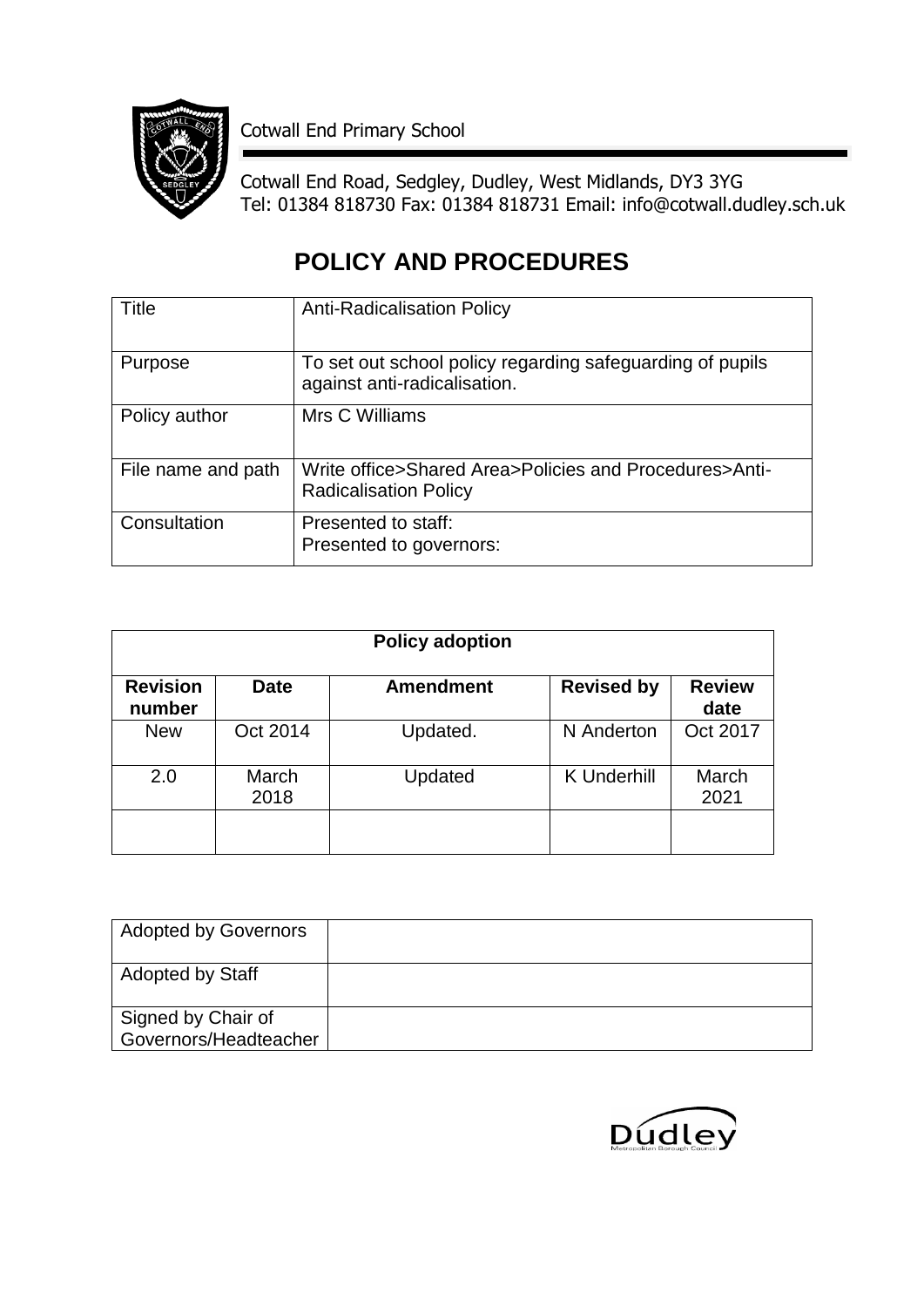Cotwall End Primary School

Cotwall End Road, Sedgley, Dudley, West Midlands, DY3 3YG
Tel: 01384 818730 Fax: 01384 818731 Email: info@cotwall.dudley.sch.uk

# POLICY AND PROCEDURES

| Title | Anti-Radicalisation Policy |
|---|---|
| Purpose | To set out school policy regarding safeguarding of pupils against anti-radicalisation. |
| Policy author | Mrs C Williams |
| File name and path | Write office>Shared Area>Policies and Procedures>Anti-Radicalisation Policy |
| Consultation | Presented to staff:<br>Presented to governors: |

| Policy adoption | | | | |
|---|---|---|---|---|
| **Revision number** | **Date** | **Amendment** | **Revised by** | **Review date** |
| New | Oct 2014 | Updated. | N Anderton | Oct 2017 |
| 2.0 | March 2018 | Updated | K Underhill | March 2021 |
| | | | | |

| Adopted by Governors | |
|---|---|
| Adopted by Staff | |
| Signed by Chair of Governors/Headteacher | |

Dudley Metropolitan Borough Council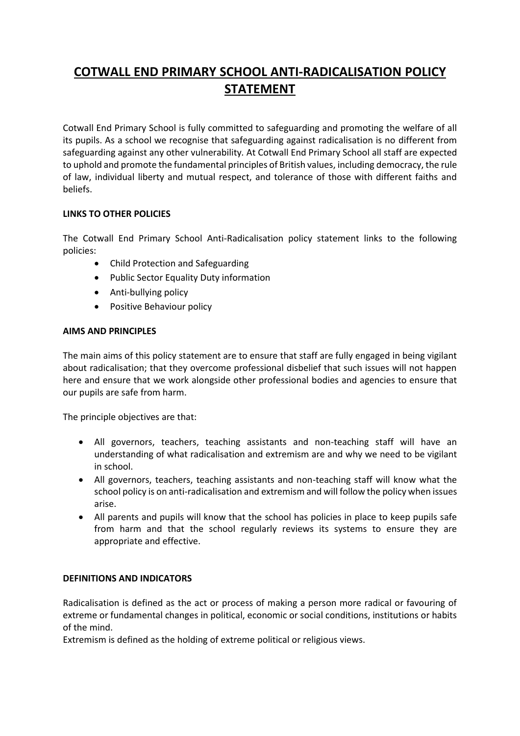# COTWALL END PRIMARY SCHOOL ANTI-RADICALISATION POLICY STATEMENT

Cotwall End Primary School is fully committed to safeguarding and promoting the welfare of all its pupils. As a school we recognise that safeguarding against radicalisation is no different from safeguarding against any other vulnerability. At Cotwall End Primary School all staff are expected to uphold and promote the fundamental principles of British values, including democracy, the rule of law, individual liberty and mutual respect, and tolerance of those with different faiths and beliefs.

**LINKS TO OTHER POLICIES**

The Cotwall End Primary School Anti-Radicalisation policy statement links to the following policies:

- Child Protection and Safeguarding
- Public Sector Equality Duty information
- Anti-bullying policy
- Positive Behaviour policy

**AIMS AND PRINCIPLES**

The main aims of this policy statement are to ensure that staff are fully engaged in being vigilant about radicalisation; that they overcome professional disbelief that such issues will not happen here and ensure that we work alongside other professional bodies and agencies to ensure that our pupils are safe from harm.

The principle objectives are that:

- All governors, teachers, teaching assistants and non-teaching staff will have an understanding of what radicalisation and extremism are and why we need to be vigilant in school.
- All governors, teachers, teaching assistants and non-teaching staff will know what the school policy is on anti-radicalisation and extremism and will follow the policy when issues arise.
- All parents and pupils will know that the school has policies in place to keep pupils safe from harm and that the school regularly reviews its systems to ensure they are appropriate and effective.

**DEFINITIONS AND INDICATORS**

Radicalisation is defined as the act or process of making a person more radical or favouring of extreme or fundamental changes in political, economic or social conditions, institutions or habits of the mind.

Extremism is defined as the holding of extreme political or religious views.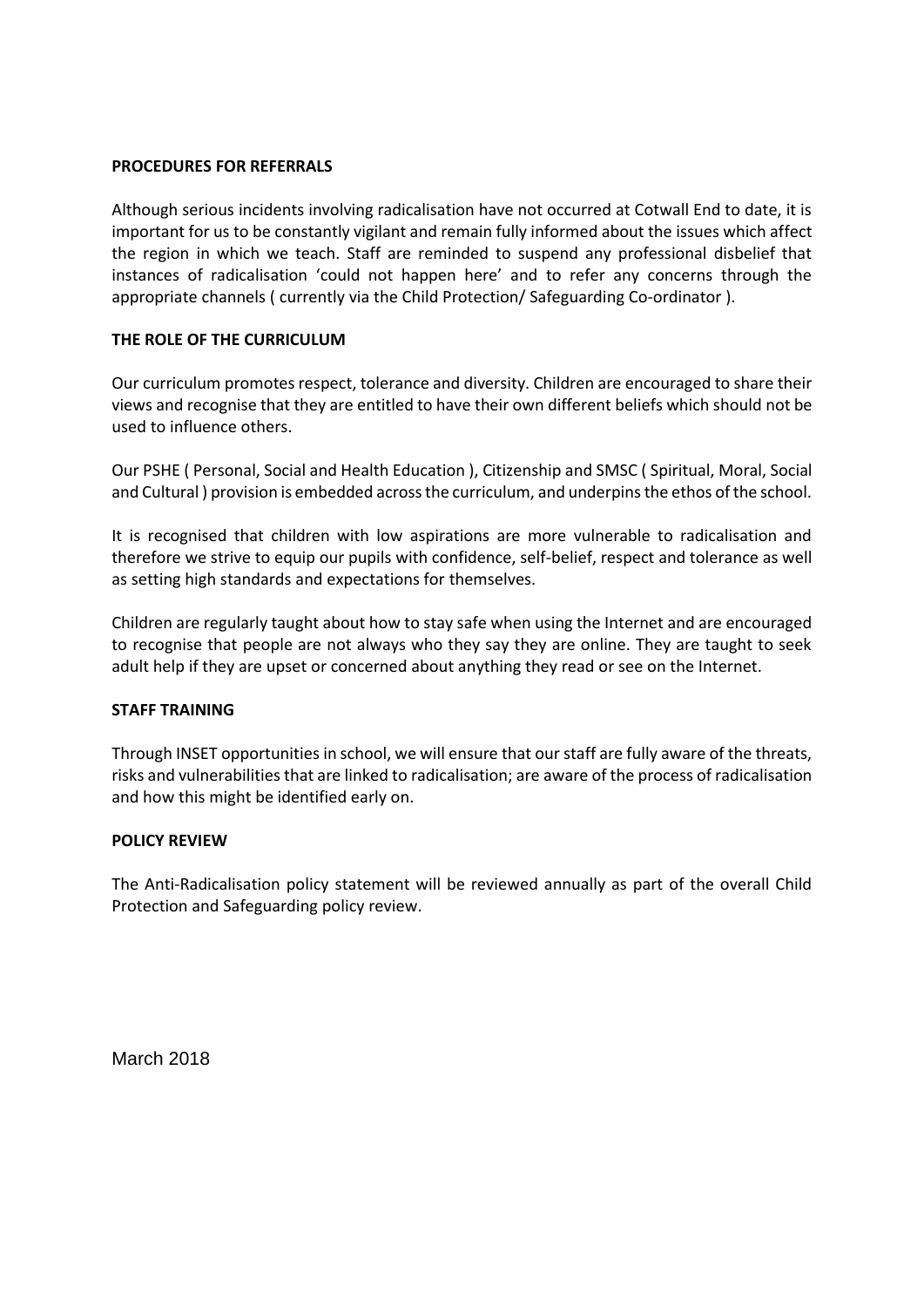**PROCEDURES FOR REFERRALS**

Although serious incidents involving radicalisation have not occurred at Cotwall End to date, it is important for us to be constantly vigilant and remain fully informed about the issues which affect the region in which we teach. Staff are reminded to suspend any professional disbelief that instances of radicalisation 'could not happen here' and to refer any concerns through the appropriate channels ( currently via the Child Protection/ Safeguarding Co-ordinator ).

**THE ROLE OF THE CURRICULUM**

Our curriculum promotes respect, tolerance and diversity. Children are encouraged to share their views and recognise that they are entitled to have their own different beliefs which should not be used to influence others.

Our PSHE ( Personal, Social and Health Education ), Citizenship and SMSC ( Spiritual, Moral, Social and Cultural ) provision is embedded across the curriculum, and underpins the ethos of the school.

It is recognised that children with low aspirations are more vulnerable to radicalisation and therefore we strive to equip our pupils with confidence, self-belief, respect and tolerance as well as setting high standards and expectations for themselves.

Children are regularly taught about how to stay safe when using the Internet and are encouraged to recognise that people are not always who they say they are online. They are taught to seek adult help if they are upset or concerned about anything they read or see on the Internet.

**STAFF TRAINING**

Through INSET opportunities in school, we will ensure that our staff are fully aware of the threats, risks and vulnerabilities that are linked to radicalisation; are aware of the process of radicalisation and how this might be identified early on.

**POLICY REVIEW**

The Anti-Radicalisation policy statement will be reviewed annually as part of the overall Child Protection and Safeguarding policy review.

March 2018